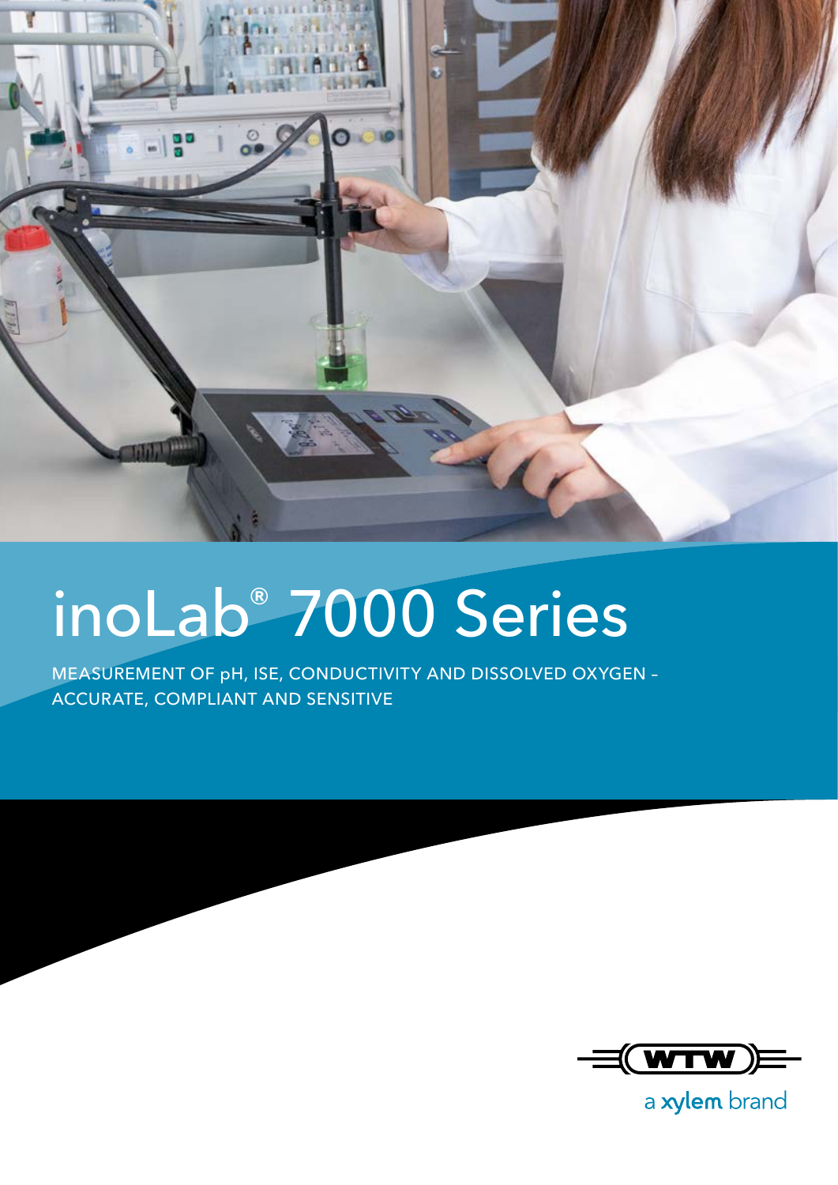# inoLab® 7000 Series

MEASUREMENT OF pH, ISE, CONDUCTIVITY AND DISSOLVED OXYGEN – ACCURATE, COMPLIANT AND SENSITIVE

WTW

a xylem brand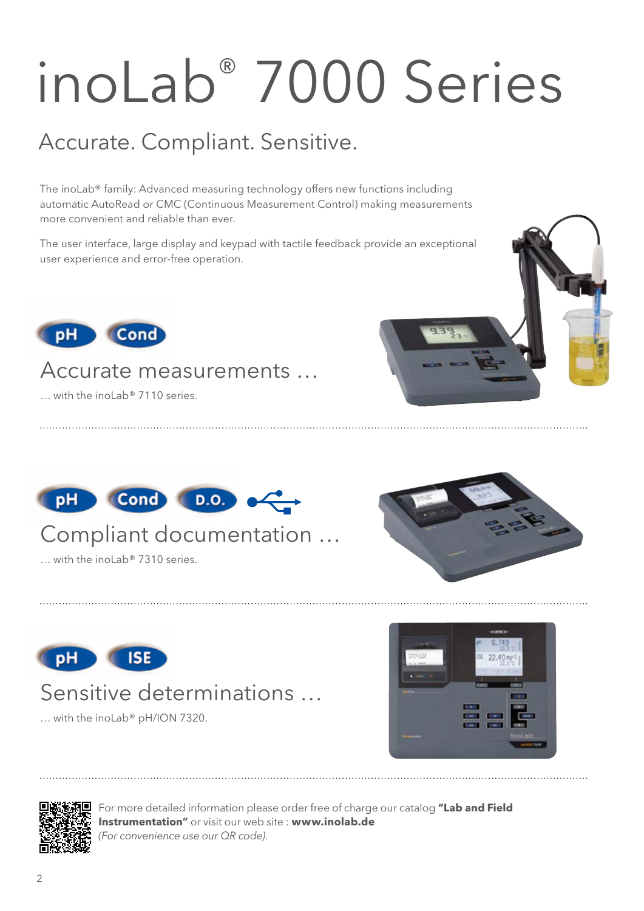# inoLab® 7000 Series

## Accurate. Compliant. Sensitive.

The inoLab® family: Advanced measuring technology offers new functions including automatic AutoRead or CMC (Continuous Measurement Control) making measurements more convenient and reliable than ever.

The user interface, large display and keypad with tactile feedback provide an exceptional user experience and error-free operation.

pH Cond

## Accurate measurements …

… with the inoLab® 7110 series.

pH Cond D.O.

## Compliant documentation …

… with the inoLab® 7310 series.

pH ISE

## Sensitive determinations …

… with the inoLab® pH/ION 7320.

For more detailed information please order free of charge our catalog **"Lab and Field Instrumentation"** or visit our web site : **www.inolab.de**
*(For convenience use our QR code).*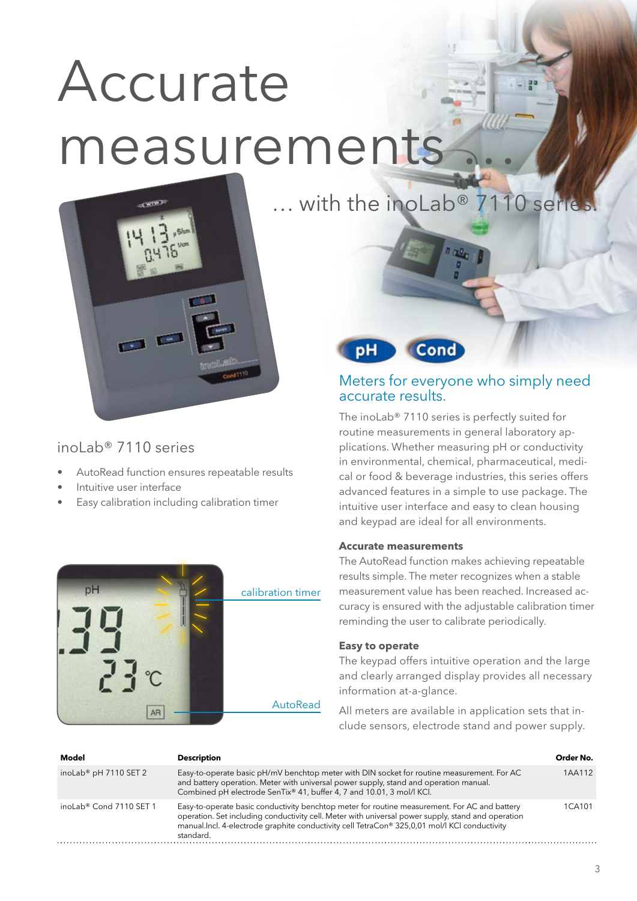# Accurate measurements ...

... with the inoLab® 7110 series.

## inoLab® 7110 series

- AutoRead function ensures repeatable results
- Intuitive user interface
- Easy calibration including calibration timer

calibration timer

AutoRead

pH Cond

## Meters for everyone who simply need accurate results.

The inoLab® 7110 series is perfectly suited for routine measurements in general laboratory applications. Whether measuring pH or conductivity in environmental, chemical, pharmaceutical, medical or food & beverage industries, this series offers advanced features in a simple to use package. The intuitive user interface and easy to clean housing and keypad are ideal for all environments.

### Accurate measurements

The AutoRead function makes achieving repeatable results simple. The meter recognizes when a stable measurement value has been reached. Increased accuracy is ensured with the adjustable calibration timer reminding the user to calibrate periodically.

### Easy to operate

The keypad offers intuitive operation and the large and clearly arranged display provides all necessary information at-a-glance.

All meters are available in application sets that include sensors, electrode stand and power supply.

| Model | Description | Order No. |
|---|---|---|
| inoLab® pH 7110 SET 2 | Easy-to-operate basic pH/mV benchtop meter with DIN socket for routine measurement. For AC and battery operation. Meter with universal power supply, stand and operation manual. Combined pH electrode SenTix® 41, buffer 4, 7 and 10.01, 3 mol/l KCl. | 1AA112 |
| inoLab® Cond 7110 SET 1 | Easy-to-operate basic conductivity benchtop meter for routine measurement. For AC and battery operation. Set including conductivity cell. Meter with universal power supply, stand and operation manual.Incl. 4-electrode graphite conductivity cell TetraCon® 325,0,01 mol/l KCl conductivity standard. | 1CA101 |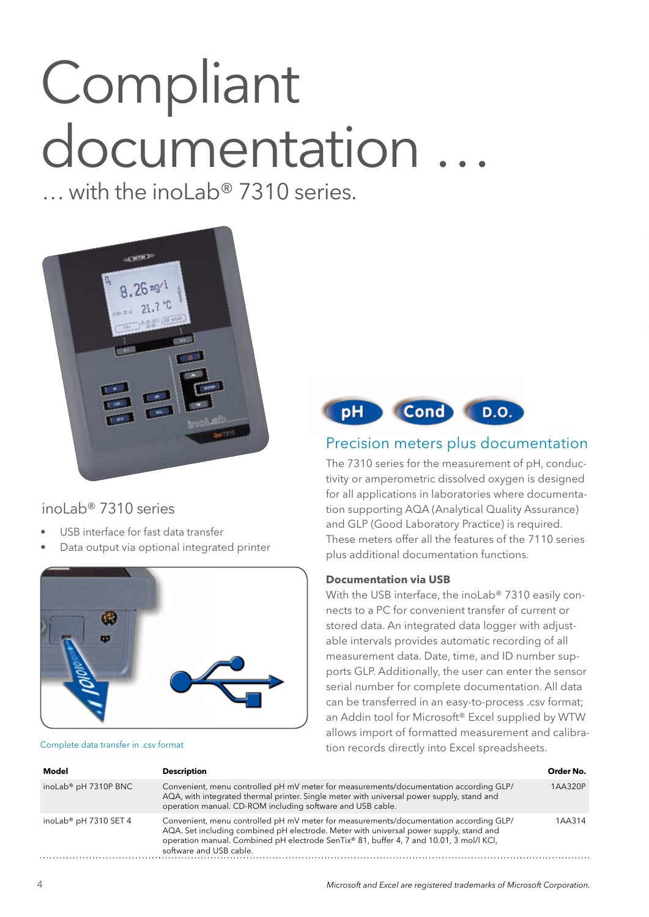# Compliant documentation …

… with the inoLab® 7310 series.

## inoLab® 7310 series

- USB interface for fast data transfer
- Data output via optional integrated printer

Complete data transfer in .csv format

## Precision meters plus documentation

The 7310 series for the measurement of pH, conductivity or amperometric dissolved oxygen is designed for all applications in laboratories where documentation supporting AQA (Analytical Quality Assurance) and GLP (Good Laboratory Practice) is required. These meters offer all the features of the 7110 series plus additional documentation functions.

**Documentation via USB**

With the USB interface, the inoLab® 7310 easily connects to a PC for convenient transfer of current or stored data. An integrated data logger with adjustable intervals provides automatic recording of all measurement data. Date, time, and ID number supports GLP. Additionally, the user can enter the sensor serial number for complete documentation. All data can be transferred in an easy-to-process .csv format; an Addin tool for Microsoft® Excel supplied by WTW allows import of formatted measurement and calibration records directly into Excel spreadsheets.

| Model | Description | Order No. |
|---|---|---|
| inoLab® pH 7310P BNC | Convenient, menu controlled pH mV meter for measurements/documentation according GLP/AQA, with integrated thermal printer. Single meter with universal power supply, stand and operation manual. CD-ROM including software and USB cable. | 1AA320P |
| inoLab® pH 7310 SET 4 | Convenient, menu controlled pH mV meter for measurements/documentation according GLP/AQA. Set including combined pH electrode. Meter with universal power supply, stand and operation manual. Combined pH electrode SenTix® 81, buffer 4, 7 and 10.01, 3 mol/l KCl, software and USB cable. | 1AA314 |

*Microsoft and Excel are registered trademarks of Microsoft Corporation.*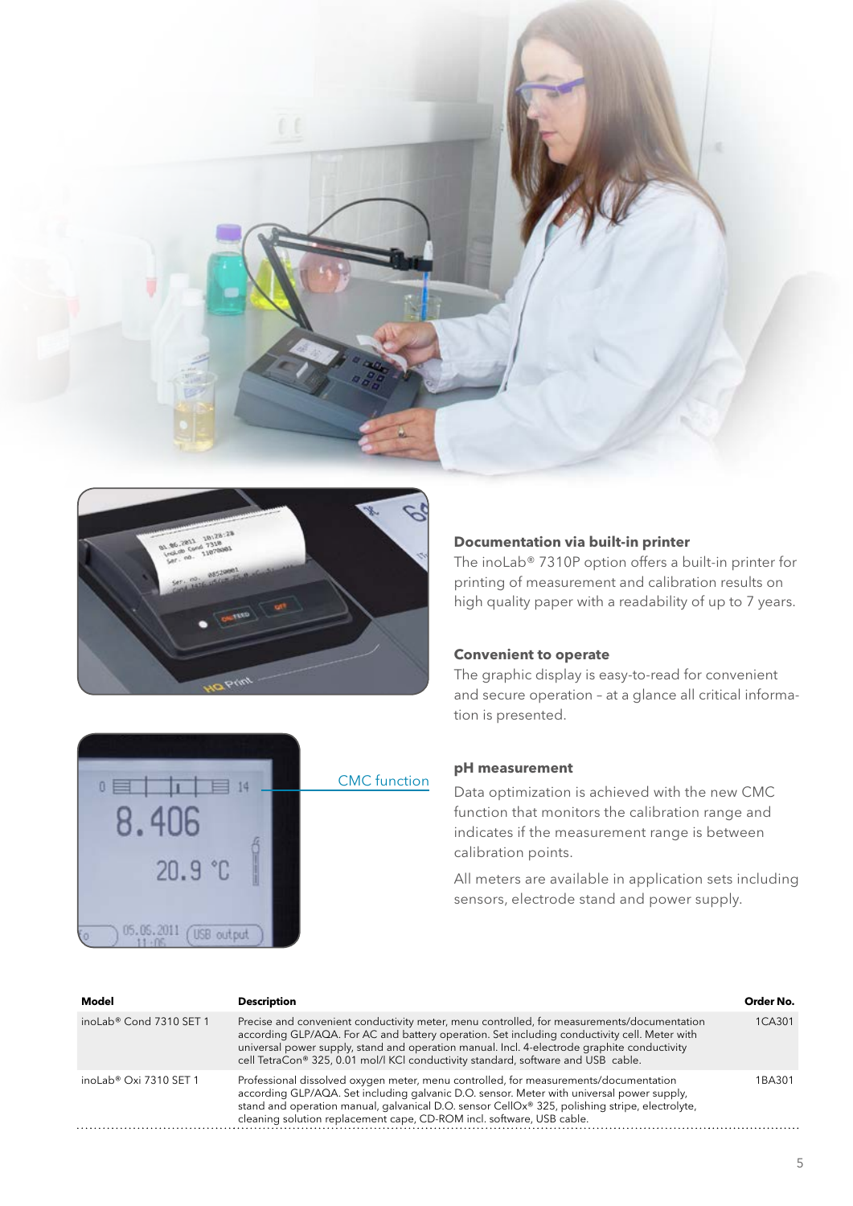### Documentation via built-in printer

The inoLab® 7310P option offers a built-in printer for printing of measurement and calibration results on high quality paper with a readability of up to 7 years.

### Convenient to operate

The graphic display is easy-to-read for convenient and secure operation – at a glance all critical information is presented.

CMC function

### pH measurement

Data optimization is achieved with the new CMC function that monitors the calibration range and indicates if the measurement range is between calibration points.

All meters are available in application sets including sensors, electrode stand and power supply.

| Model | Description | Order No. |
|---|---|---|
| inoLab® Cond 7310 SET 1 | Precise and convenient conductivity meter, menu controlled, for measurements/documentation according GLP/AQA. For AC and battery operation. Set including conductivity cell. Meter with universal power supply, stand and operation manual. Incl. 4-electrode graphite conductivity cell TetraCon® 325, 0.01 mol/l KCl conductivity standard, software and USB cable. | 1CA301 |
| inoLab® Oxi 7310 SET 1 | Professional dissolved oxygen meter, menu controlled, for measurements/documentation according GLP/AQA. Set including galvanic D.O. sensor. Meter with universal power supply, stand and operation manual, galvanical D.O. sensor CellOx® 325, polishing stripe, electrolyte, cleaning solution replacement cape, CD-ROM incl. software, USB cable. | 1BA301 |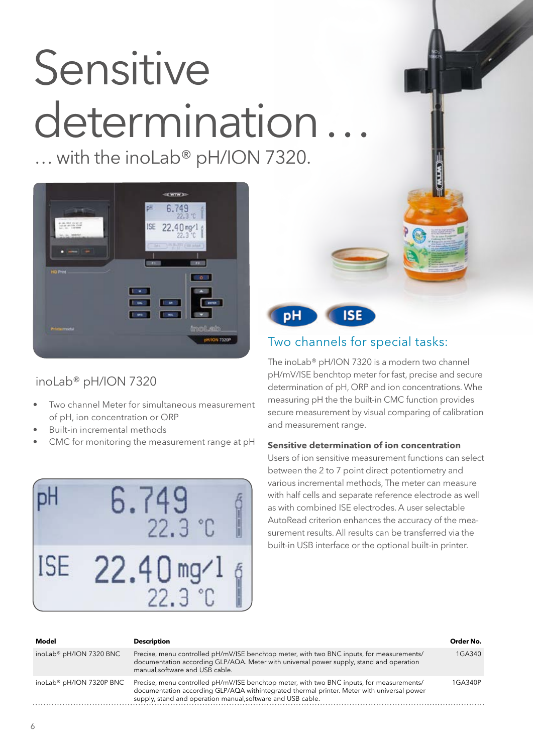# Sensitive determination …

… with the inoLab® pH/ION 7320.

## inoLab® pH/ION 7320

- Two channel Meter for simultaneous measurement of pH, ion concentration or ORP
- Built-in incremental methods
- CMC for monitoring the measurement range at pH

## Two channels for special tasks:

The inoLab® pH/ION 7320 is a modern two channel pH/mV/ISE benchtop meter for fast, precise and secure determination of pH, ORP and ion concentrations. Whe measuring pH the the built-in CMC function provides secure measurement by visual comparing of calibration and measurement range.

**Sensitive determination of ion concentration**

Users of ion sensitive measurement functions can select between the 2 to 7 point direct potentiometry and various incremental methods, The meter can measure with half cells and separate reference electrode as well as with combined ISE electrodes. A user selectable AutoRead criterion enhances the accuracy of the measurement results. All results can be transferred via the built-in USB interface or the optional built-in printer.

| Model | Description | Order No. |
|---|---|---|
| inoLab® pH/ION 7320 BNC | Precise, menu controlled pH/mV/ISE benchtop meter, with two BNC inputs, for measurements/ documentation according GLP/AQA. Meter with universal power supply, stand and operation manual,software and USB cable. | 1GA340 |
| inoLab® pH/ION 7320P BNC | Precise, menu controlled pH/mV/ISE benchtop meter, with two BNC inputs, for measurements/ documentation according GLP/AQA withintegrated thermal printer. Meter with universal power supply, stand and operation manual,software and USB cable. | 1GA340P |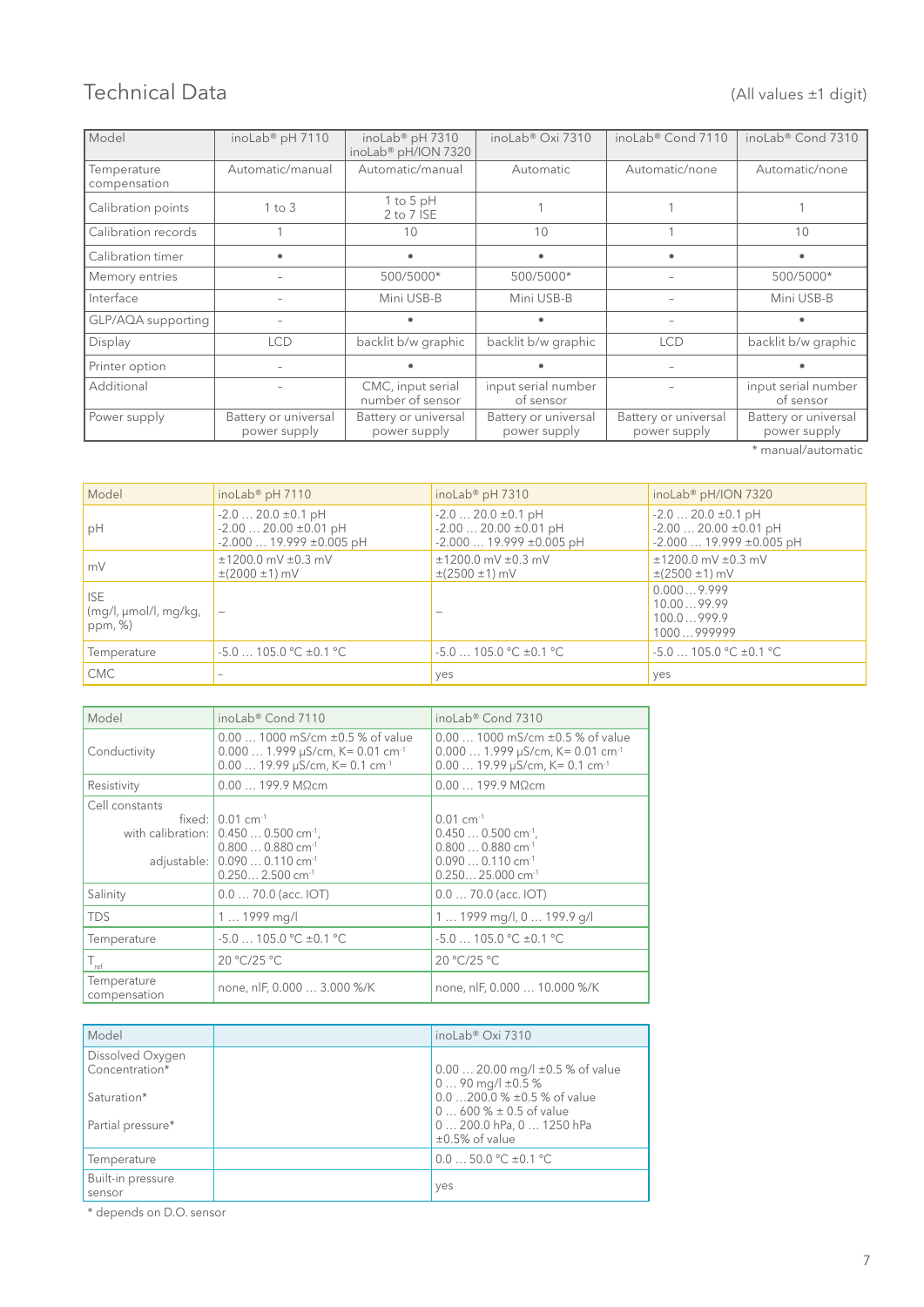# Technical Data

(All values ±1 digit)

| Model | inoLab® pH 7110 | inoLab® pH 7310 inoLab® pH/ION 7320 | inoLab® Oxi 7310 | inoLab® Cond 7110 | inoLab® Cond 7310 |
|---|---|---|---|---|---|
| Temperature compensation | Automatic/manual | Automatic/manual | Automatic | Automatic/none | Automatic/none |
| Calibration points | 1 to 3 | 1 to 5 pH 2 to 7 ISE | 1 | 1 | 1 |
| Calibration records | 1 | 10 | 10 | 1 | 10 |
| Calibration timer | • | • | • | • | • |
| Memory entries | – | 500/5000* | 500/5000* | – | 500/5000* |
| Interface | – | Mini USB-B | Mini USB-B | – | Mini USB-B |
| GLP/AQA supporting | – | • | • | – | • |
| Display | LCD | backlit b/w graphic | backlit b/w graphic | LCD | backlit b/w graphic |
| Printer option | – | • | • | – | • |
| Additional | – | CMC, input serial number of sensor | input serial number of sensor | – | input serial number of sensor |
| Power supply | Battery or universal power supply | Battery or universal power supply | Battery or universal power supply | Battery or universal power supply | Battery or universal power supply |

\* manual/automatic

| Model | inoLab® pH 7110 | inoLab® pH 7310 | inoLab® pH/ION 7320 |
|---|---|---|---|
| pH | -2.0 … 20.0 ±0.1 pH<br>-2.00 … 20.00 ±0.01 pH<br>-2.000 … 19.999 ±0.005 pH | -2.0 … 20.0 ±0.1 pH<br>-2.00 … 20.00 ±0.01 pH<br>-2.000 … 19.999 ±0.005 pH | -2.0 … 20.0 ±0.1 pH<br>-2.00 … 20.00 ±0.01 pH<br>-2.000 … 19.999 ±0.005 pH |
| mV | ±1200.0 mV ±0.3 mV<br>±(2000 ±1) mV | ±1200.0 mV ±0.3 mV<br>±(2500 ±1) mV | ±1200.0 mV ±0.3 mV<br>±(2500 ±1) mV |
| ISE (mg/l, µmol/l, mg/kg, ppm, %) | – | – | 0.000 … 9.999<br>10.00 … 99.99<br>100.0 … 999.9<br>1000 … 999999 |
| Temperature | -5.0 … 105.0 °C ±0.1 °C | -5.0 … 105.0 °C ±0.1 °C | -5.0 … 105.0 °C ±0.1 °C |
| CMC | – | yes | yes |

| Model | inoLab® Cond 7110 | inoLab® Cond 7310 |
|---|---|---|
| Conductivity | 0.00 … 1000 mS/cm ±0.5 % of value<br>0.000 … 1.999 µS/cm, K= 0.01 cm⁻¹<br>0.00 … 19.99 µS/cm, K= 0.1 cm⁻¹ | 0.00 … 1000 mS/cm ±0.5 % of value<br>0.000 … 1.999 µS/cm, K= 0.01 cm⁻¹<br>0.00 … 19.99 µS/cm, K= 0.1 cm⁻¹ |
| Resistivity | 0.00 … 199.9 MΩcm | 0.00 … 199.9 MΩcm |
| Cell constants<br>fixed:<br>with calibration:<br><br>adjustable: | 0.01 cm⁻¹<br>0.450 … 0.500 cm⁻¹,<br>0.800 … 0.880 cm⁻¹<br>0.090 … 0.110 cm⁻¹<br>0.250… 2.500 cm⁻¹ | 0.01 cm⁻¹<br>0.450 … 0.500 cm⁻¹,<br>0.800 … 0.880 cm⁻¹<br>0.090 … 0.110 cm⁻¹<br>0.250… 25.000 cm⁻¹ |
| Salinity | 0.0 … 70.0 (acc. IOT) | 0.0 … 70.0 (acc. IOT) |
| TDS | 1 … 1999 mg/l | 1 … 1999 mg/l, 0 … 199.9 g/l |
| Temperature | -5.0 … 105.0 °C ±0.1 °C | -5.0 … 105.0 °C ±0.1 °C |
| $T_{ref}$ | 20 °C/25 °C | 20 °C/25 °C |
| Temperature compensation | none, nlF, 0.000 … 3.000 %/K | none, nlF, 0.000 … 10.000 %/K |

| Model | | inoLab® Oxi 7310 |
|---|---|---|
| Dissolved Oxygen Concentration*<br>Saturation*<br>Partial pressure* | | 0.00 … 20.00 mg/l ±0.5 % of value<br>0 … 90 mg/l ±0.5 %<br>0.0 …200.0 % ±0.5 % of value<br>0 … 600 % ± 0.5 of value<br>0 … 200.0 hPa, 0 … 1250 hPa<br>±0.5% of value |
| Temperature | | 0.0 … 50.0 °C ±0.1 °C |
| Built-in pressure sensor | | yes |

\* depends on D.O. sensor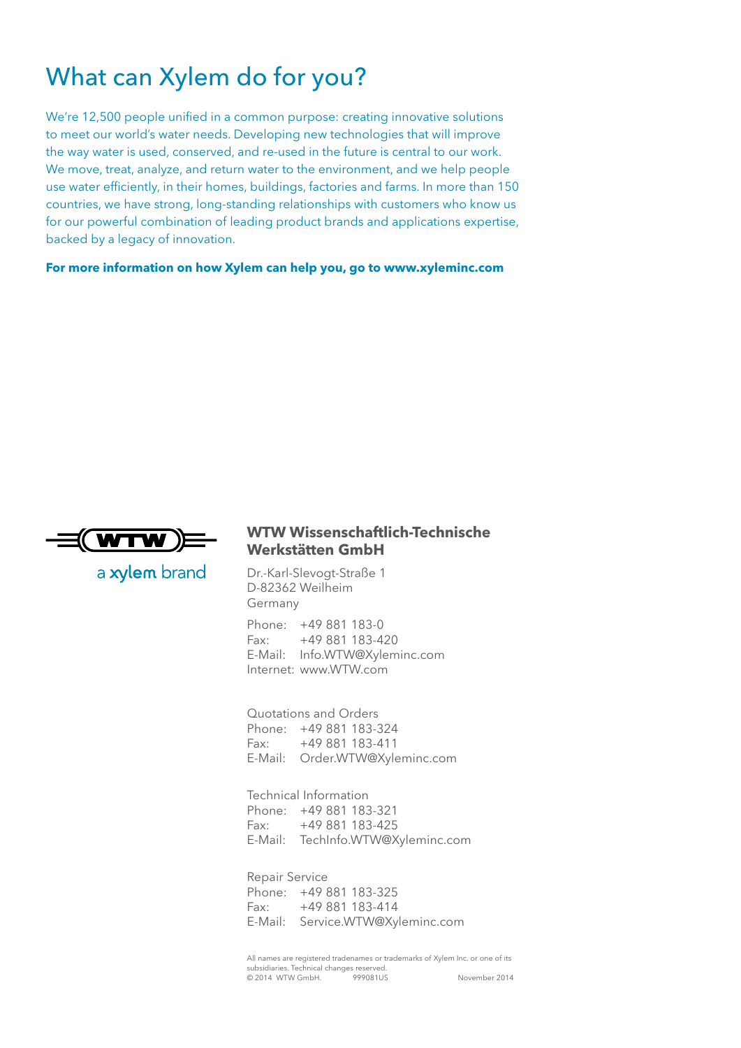# What can Xylem do for you?

We're 12,500 people unified in a common purpose: creating innovative solutions to meet our world's water needs. Developing new technologies that will improve the way water is used, conserved, and re-used in the future is central to our work. We move, treat, analyze, and return water to the environment, and we help people use water efficiently, in their homes, buildings, factories and farms. In more than 150 countries, we have strong, long-standing relationships with customers who know us for our powerful combination of leading product brands and applications expertise, backed by a legacy of innovation.

**For more information on how Xylem can help you, go to www.xyleminc.com**

WTW

a xylem brand

**WTW Wissenschaftlich-Technische Werkstätten GmbH**

Dr.-Karl-Slevogt-Straße 1
D-82362 Weilheim
Germany

Phone: +49 881 183-0
Fax: +49 881 183-420
E-Mail: Info.WTW@Xyleminc.com
Internet: www.WTW.com

Quotations and Orders
Phone: +49 881 183-324
Fax: +49 881 183-411
E-Mail: Order.WTW@Xyleminc.com

Technical Information
Phone: +49 881 183-321
Fax: +49 881 183-425
E-Mail: TechInfo.WTW@Xyleminc.com

Repair Service
Phone: +49 881 183-325
Fax: +49 881 183-414
E-Mail: Service.WTW@Xyleminc.com

All names are registered tradenames or trademarks of Xylem Inc. or one of its subsidiaries. Technical changes reserved.
© 2014 WTW GmbH. 999081US November 2014